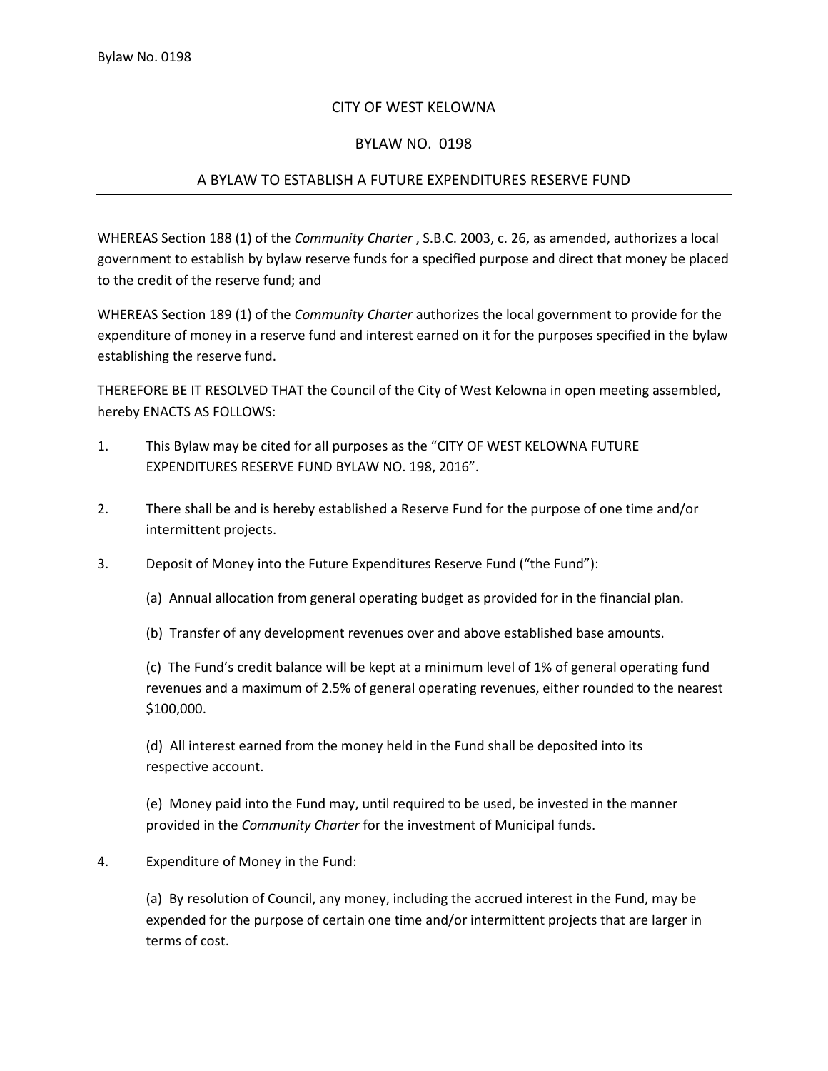# CITY OF WEST KELOWNA

## BYLAW NO. 0198

## A BYLAW TO ESTABLISH A FUTURE EXPENDITURES RESERVE FUND

---

WHEREAS Section 188 (1) of the *Community Charter* , S.B.C. 2003, c. 26, as amended, authorizes a local government to establish by bylaw reserve funds for a specified purpose and direct that money be placed to the credit of the reserve fund; and

WHEREAS Section 189 (1) of the *Community Charter* authorizes the local government to provide for the expenditure of money in a reserve fund and interest earned on it for the purposes specified in the bylaw establishing the reserve fund.

THEREFORE BE IT RESOLVED THAT the Council of the City of West Kelowna in open meeting assembled, hereby ENACTS AS FOLLOWS:

1. This Bylaw may be cited for all purposes as the "CITY OF WEST KELOWNA FUTURE EXPENDITURES RESERVE FUND BYLAW NO. 198, 2016".

2. There shall be and is hereby established a Reserve Fund for the purpose of one time and/or intermittent projects.

3. Deposit of Money into the Future Expenditures Reserve Fund ("the Fund"):

   (a) Annual allocation from general operating budget as provided for in the financial plan.

   (b) Transfer of any development revenues over and above established base amounts.

   (c) The Fund's credit balance will be kept at a minimum level of 1% of general operating fund revenues and a maximum of 2.5% of general operating revenues, either rounded to the nearest $100,000.

   (d) All interest earned from the money held in the Fund shall be deposited into its respective account.

   (e) Money paid into the Fund may, until required to be used, be invested in the manner provided in the *Community Charter* for the investment of Municipal funds.

4. Expenditure of Money in the Fund:

   (a) By resolution of Council, any money, including the accrued interest in the Fund, may be expended for the purpose of certain one time and/or intermittent projects that are larger in terms of cost.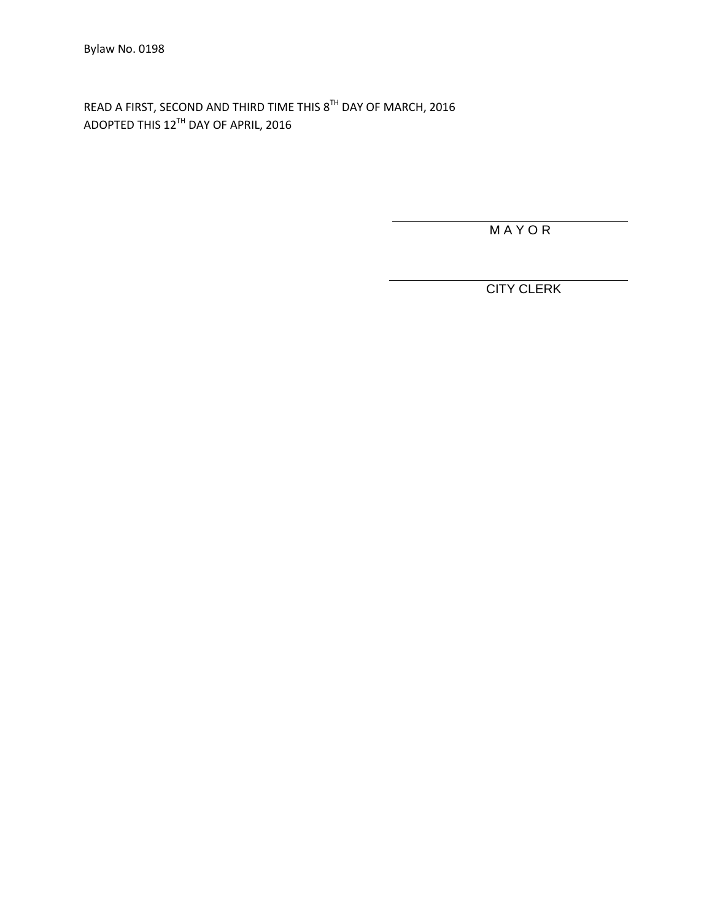Bylaw No. 0198

READ A FIRST, SECOND AND THIRD TIME THIS 8TH DAY OF MARCH, 2016
ADOPTED THIS 12TH DAY OF APRIL, 2016

\_\_\_\_\_\_\_\_\_\_\_\_\_\_\_\_\_\_\_\_\_\_\_\_\_\_\_\_\_\_
M A Y O R

\_\_\_\_\_\_\_\_\_\_\_\_\_\_\_\_\_\_\_\_\_\_\_\_\_\_\_\_\_\_
CITY CLERK